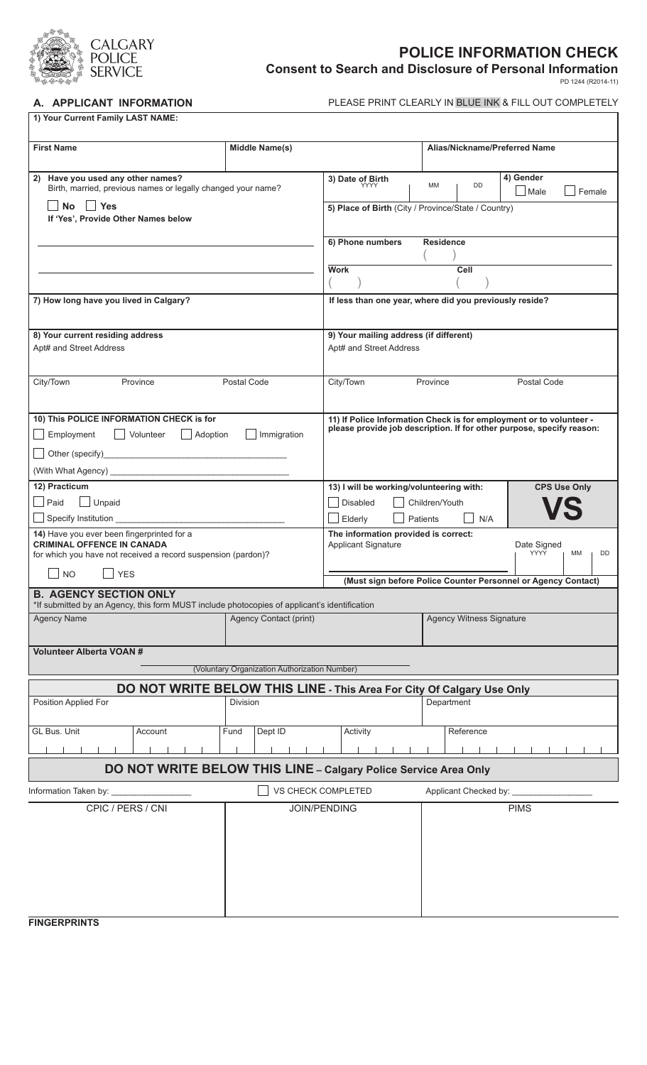CALGARY POLICE SERVICE

# POLICE INFORMATION CHECK

## Consent to Search and Disclosure of Personal Information

PD 1244 (R2014-11)

## A. APPLICANT INFORMATION

PLEASE PRINT CLEARLY IN BLUE INK & FILL OUT COMPLETELY

**1) Your Current Family LAST NAME:**

| **First Name** | **Middle Name(s)** | **Alias/Nickname/Preferred Name** |
|---|---|---|
| | | |

**2) Have you used any other names?**
Birth, married, previous names or legally changed your name?

☐ **No** ☐ **Yes**
**If 'Yes', Provide Other Names below**

______________________________

______________________________

**3) Date of Birth** YYYY | MM | DD

**4) Gender** ☐ Male ☐ Female

**5) Place of Birth** (City / Province/State / Country)

**6) Phone numbers** **Residence** ( )

**Work** ( ) **Cell** ( )

**7) How long have you lived in Calgary?**

**If less than one year, where did you previously reside?**

| **8) Your current residing address** | | | **9) Your mailing address (if different)** | | |
|---|---|---|---|---|---|
| Apt# and Street Address | | | Apt# and Street Address | | |
| City/Town | Province | Postal Code | City/Town | Province | Postal Code |

**10) This POLICE INFORMATION CHECK is for**

☐ Employment ☐ Volunteer ☐ Adoption ☐ Immigration

☐ Other (specify)______________________________

(With What Agency) ______________________________

**11) If Police Information Check is for employment or to volunteer - please provide job description. If for other purpose, specify reason:**

**12) Practicum**

☐ Paid ☐ Unpaid

☐ Specify Institution ______________________________

**13) I will be working/volunteering with:**

☐ Disabled ☐ Children/Youth

☐ Elderly ☐ Patients ☐ N/A

**CPS Use Only**

**VS**

**14)** Have you ever been fingerprinted for a **CRIMINAL OFFENCE IN CANADA** for which you have not received a record suspension (pardon)?

☐ NO ☐ YES

**The information provided is correct:**
Applicant Signature ______________________________ Date Signed YYYY | MM | DD

**(Must sign before Police Counter Personnel or Agency Contact)**

## B. AGENCY SECTION ONLY

*If submitted by an Agency, this form MUST include photocopies of applicant's identification

| Agency Name | Agency Contact (print) | Agency Witness Signature |
|---|---|---|
| | | |

**Volunteer Alberta VOAN #** ______________________________
(Voluntary Organization Authorization Number)

### DO NOT WRITE BELOW THIS LINE - This Area For City Of Calgary Use Only

| Position Applied For | | | Division | | Department |
|---|---|---|---|---|---|
| GL Bus. Unit | Account | Fund | Dept ID | Activity | Reference |

### DO NOT WRITE BELOW THIS LINE – Calgary Police Service Area Only

Information Taken by: ________________ ☐ VS CHECK COMPLETED Applicant Checked by: ________________

| CPIC / PERS / CNI | JOIN/PENDING | PIMS |
|---|---|---|
| | | |

**FINGERPRINTS**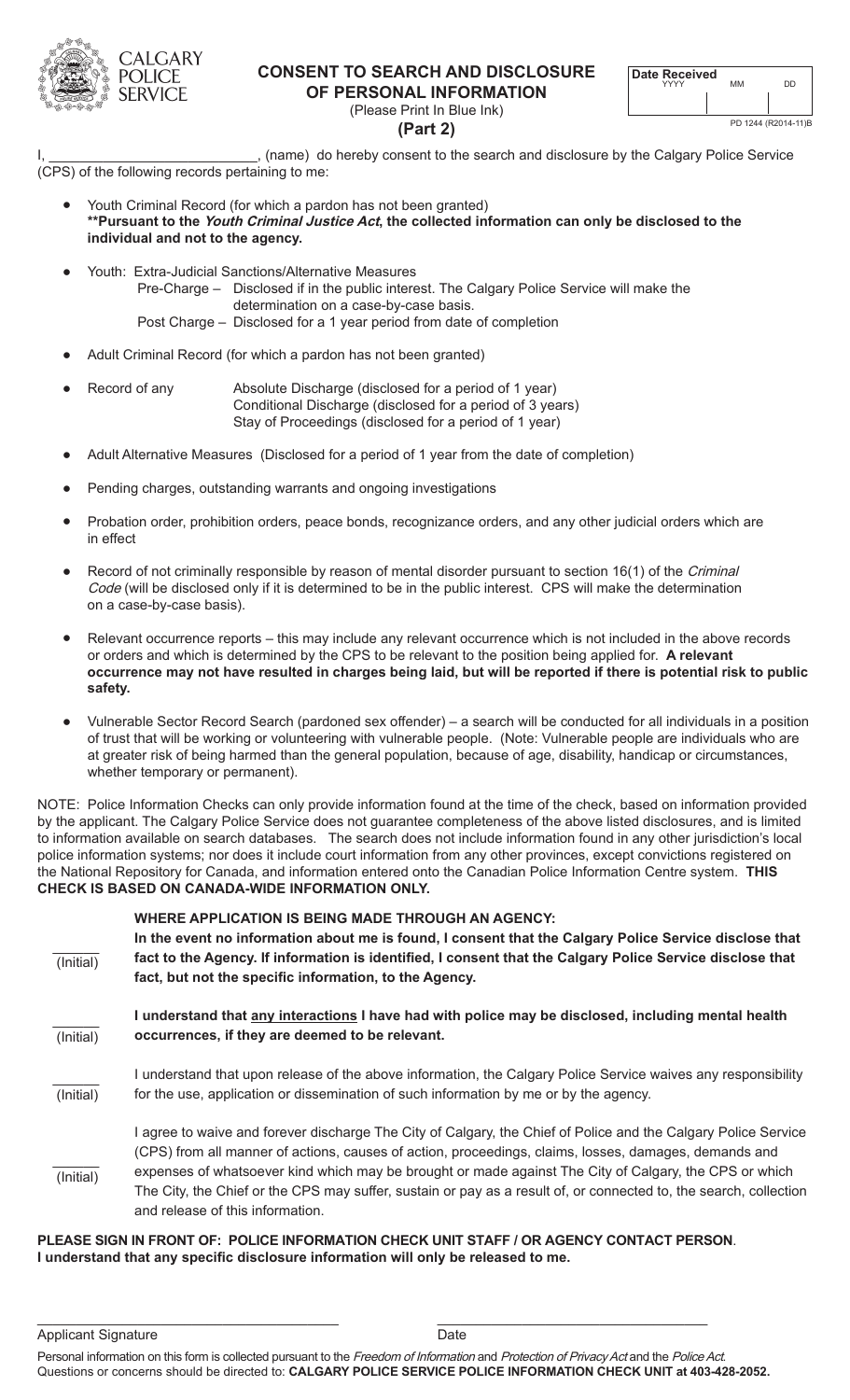CALGARY POLICE SERVICE

# CONSENT TO SEARCH AND DISCLOSURE OF PERSONAL INFORMATION

(Please Print In Blue Ink)

**(Part 2)**

| Date Received | | |
|---|---|---|
| YYYY | MM | DD |
| | | |

PD 1244 (R2014-11)B

I, ___________________________, (name) do hereby consent to the search and disclosure by the Calgary Police Service (CPS) of the following records pertaining to me:

- Youth Criminal Record (for which a pardon has not been granted)
  **\*\*Pursuant to the *Youth Criminal Justice Act*, the collected information can only be disclosed to the individual and not to the agency.**
- Youth: Extra-Judicial Sanctions/Alternative Measures
  - Pre-Charge – Disclosed if in the public interest. The Calgary Police Service will make the determination on a case-by-case basis.
  - Post Charge – Disclosed for a 1 year period from date of completion
- Adult Criminal Record (for which a pardon has not been granted)
- Record of any
  - Absolute Discharge (disclosed for a period of 1 year)
  - Conditional Discharge (disclosed for a period of 3 years)
  - Stay of Proceedings (disclosed for a period of 1 year)
- Adult Alternative Measures (Disclosed for a period of 1 year from the date of completion)
- Pending charges, outstanding warrants and ongoing investigations
- Probation order, prohibition orders, peace bonds, recognizance orders, and any other judicial orders which are in effect
- Record of not criminally responsible by reason of mental disorder pursuant to section 16(1) of the *Criminal Code* (will be disclosed only if it is determined to be in the public interest. CPS will make the determination on a case-by-case basis).
- Relevant occurrence reports – this may include any relevant occurrence which is not included in the above records or orders and which is determined by the CPS to be relevant to the position being applied for. **A relevant occurrence may not have resulted in charges being laid, but will be reported if there is potential risk to public safety.**
- Vulnerable Sector Record Search (pardoned sex offender) – a search will be conducted for all individuals in a position of trust that will be working or volunteering with vulnerable people. (Note: Vulnerable people are individuals who are at greater risk of being harmed than the general population, because of age, disability, handicap or circumstances, whether temporary or permanent).

NOTE: Police Information Checks can only provide information found at the time of the check, based on information provided by the applicant. The Calgary Police Service does not guarantee completeness of the above listed disclosures, and is limited to information available on search databases. The search does not include information found in any other jurisdiction's local police information systems; nor does it include court information from any other provinces, except convictions registered on the National Repository for Canada, and information entered onto the Canadian Police Information Centre system. **THIS CHECK IS BASED ON CANADA-WIDE INFORMATION ONLY.**

**WHERE APPLICATION IS BEING MADE THROUGH AN AGENCY:**

______ (Initial) **In the event no information about me is found, I consent that the Calgary Police Service disclose that fact to the Agency. If information is identified, I consent that the Calgary Police Service disclose that fact, but not the specific information, to the Agency.**

______ (Initial) **I understand that <u>any interactions</u> I have had with police may be disclosed, including mental health occurrences, if they are deemed to be relevant.**

______ (Initial) I understand that upon release of the above information, the Calgary Police Service waives any responsibility for the use, application or dissemination of such information by me or by the agency.

______ (Initial) I agree to waive and forever discharge The City of Calgary, the Chief of Police and the Calgary Police Service (CPS) from all manner of actions, causes of action, proceedings, claims, losses, damages, demands and expenses of whatsoever kind which may be brought or made against The City of Calgary, the CPS or which The City, the Chief or the CPS may suffer, sustain or pay as a result of, or connected to, the search, collection and release of this information.

**PLEASE SIGN IN FRONT OF: POLICE INFORMATION CHECK UNIT STAFF / OR AGENCY CONTACT PERSON.**
**I understand that any specific disclosure information will only be released to me.**

______________________________ Applicant Signature

______________________________ Date

Personal information on this form is collected pursuant to the *Freedom of Information* and *Protection of Privacy Act* and the *Police Act*.
Questions or concerns should be directed to: **CALGARY POLICE SERVICE POLICE INFORMATION CHECK UNIT at 403-428-2052.**